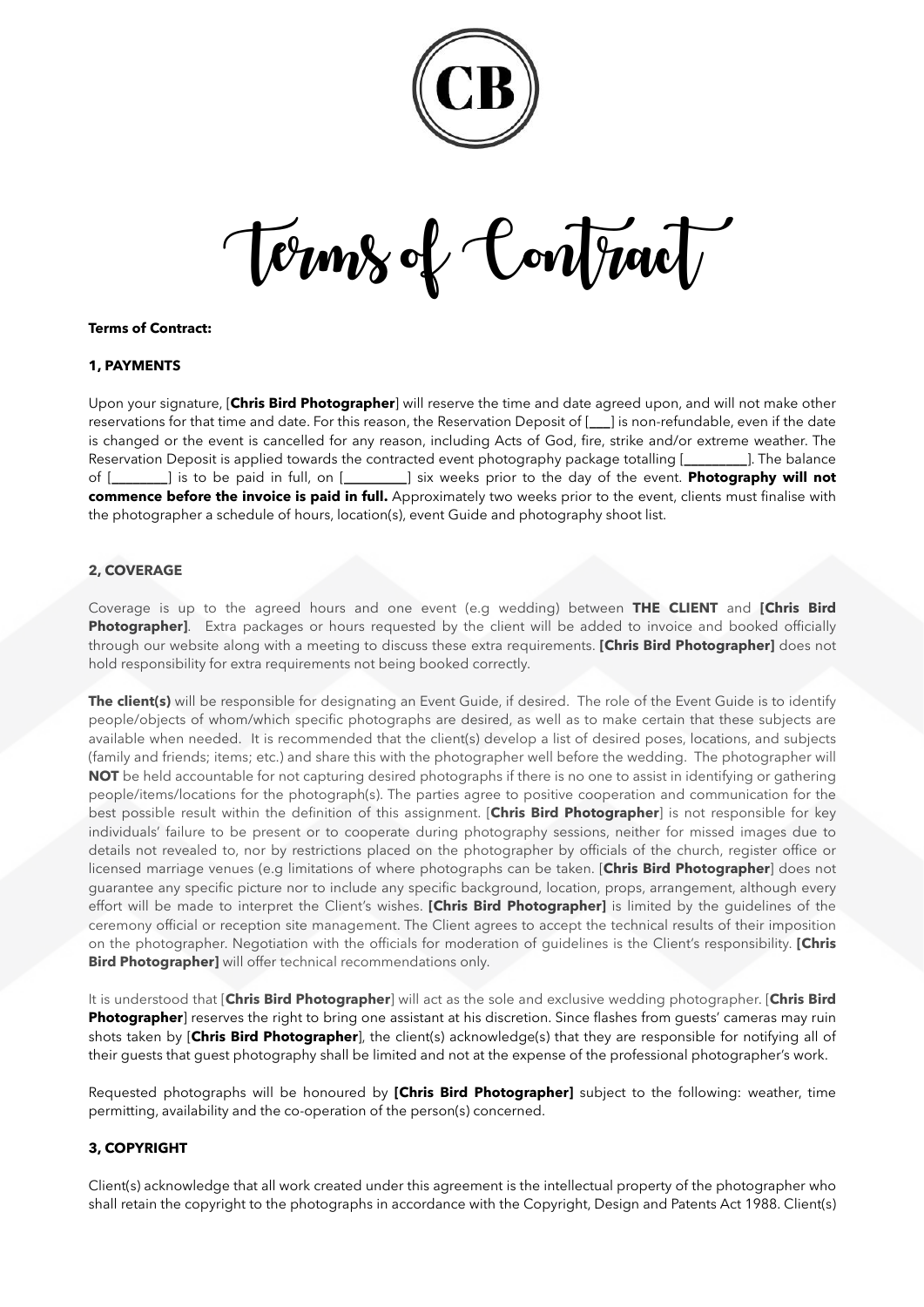# Terms of Contract

**Terms of Contract:**

**1, PAYMENTS**

Upon your signature, [**Chris Bird Photographer**] will reserve the time and date agreed upon, and will not make other reservations for that time and date. For this reason, the Reservation Deposit of [___] is non-refundable, even if the date is changed or the event is cancelled for any reason, including Acts of God, fire, strike and/or extreme weather. The Reservation Deposit is applied towards the contracted event photography package totalling [_________]. The balance of [________] is to be paid in full, on [_________] six weeks prior to the day of the event. **Photography will not commence before the invoice is paid in full.** Approximately two weeks prior to the event, clients must finalise with the photographer a schedule of hours, location(s), event Guide and photography shoot list.

**2, COVERAGE**

Coverage is up to the agreed hours and one event (e.g wedding) between **THE CLIENT** and **[Chris Bird Photographer]**. Extra packages or hours requested by the client will be added to invoice and booked officially through our website along with a meeting to discuss these extra requirements. **[Chris Bird Photographer]** does not hold responsibility for extra requirements not being booked correctly.

**The client(s)** will be responsible for designating an Event Guide, if desired. The role of the Event Guide is to identify people/objects of whom/which specific photographs are desired, as well as to make certain that these subjects are available when needed. It is recommended that the client(s) develop a list of desired poses, locations, and subjects (family and friends; items; etc.) and share this with the photographer well before the wedding. The photographer will **NOT** be held accountable for not capturing desired photographs if there is no one to assist in identifying or gathering people/items/locations for the photograph(s). The parties agree to positive cooperation and communication for the best possible result within the definition of this assignment. [**Chris Bird Photographer**] is not responsible for key individuals' failure to be present or to cooperate during photography sessions, neither for missed images due to details not revealed to, nor by restrictions placed on the photographer by officials of the church, register office or licensed marriage venues (e.g limitations of where photographs can be taken. [**Chris Bird Photographer**] does not guarantee any specific picture nor to include any specific background, location, props, arrangement, although every effort will be made to interpret the Client's wishes. **[Chris Bird Photographer]** is limited by the guidelines of the ceremony official or reception site management. The Client agrees to accept the technical results of their imposition on the photographer. Negotiation with the officials for moderation of guidelines is the Client's responsibility. **[Chris Bird Photographer]** will offer technical recommendations only.

It is understood that [**Chris Bird Photographer**] will act as the sole and exclusive wedding photographer. [**Chris Bird Photographer**] reserves the right to bring one assistant at his discretion. Since flashes from guests' cameras may ruin shots taken by [**Chris Bird Photographer**], the client(s) acknowledge(s) that they are responsible for notifying all of their guests that guest photography shall be limited and not at the expense of the professional photographer's work.

Requested photographs will be honoured by **[Chris Bird Photographer]** subject to the following: weather, time permitting, availability and the co-operation of the person(s) concerned.

**3, COPYRIGHT**

Client(s) acknowledge that all work created under this agreement is the intellectual property of the photographer who shall retain the copyright to the photographs in accordance with the Copyright, Design and Patents Act 1988. Client(s)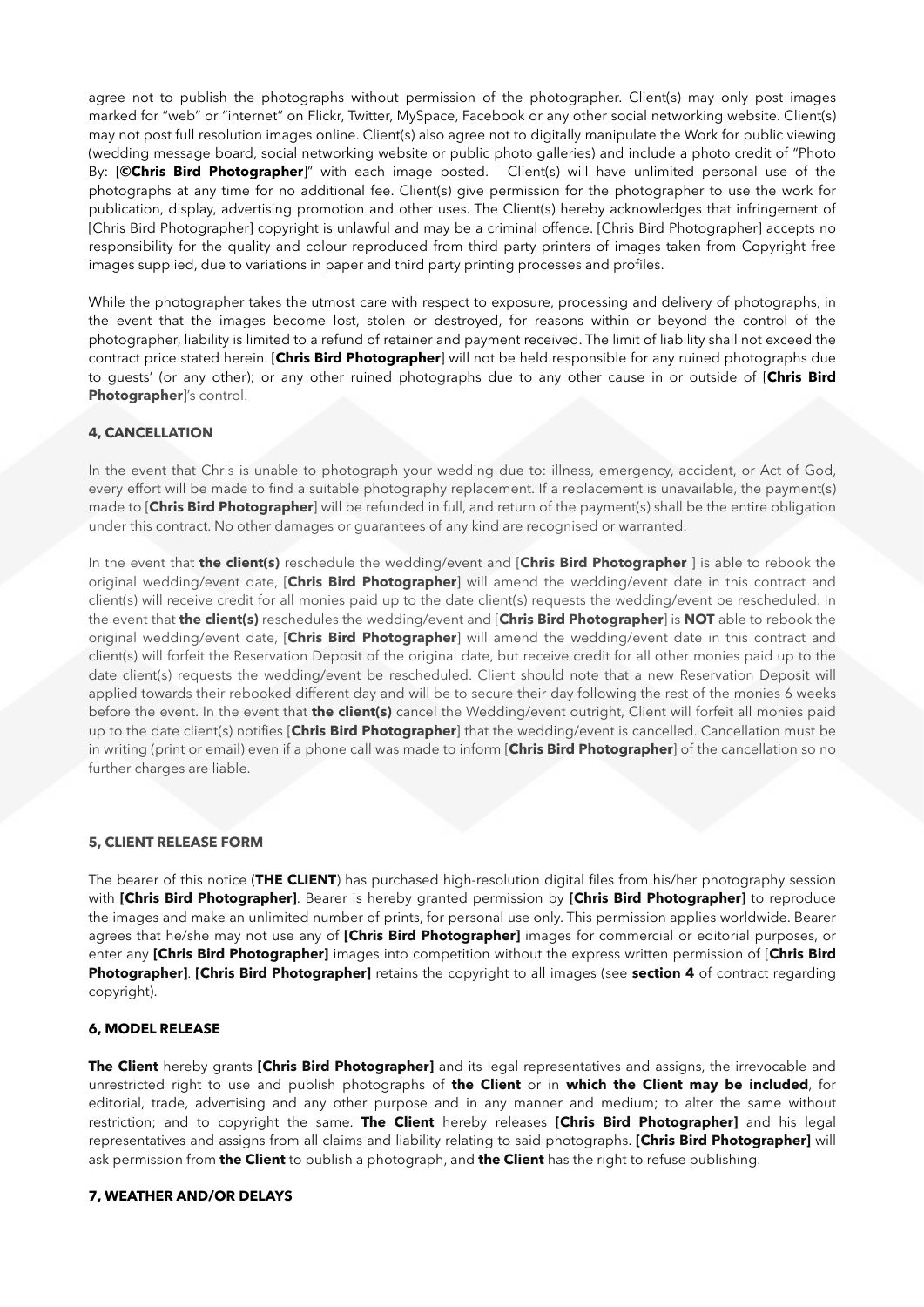agree not to publish the photographs without permission of the photographer. Client(s) may only post images marked for "web" or "internet" on Flickr, Twitter, MySpace, Facebook or any other social networking website. Client(s) may not post full resolution images online. Client(s) also agree not to digitally manipulate the Work for public viewing (wedding message board, social networking website or public photo galleries) and include a photo credit of "Photo By: [**©Chris Bird Photographer**]" with each image posted. Client(s) will have unlimited personal use of the photographs at any time for no additional fee. Client(s) give permission for the photographer to use the work for publication, display, advertising promotion and other uses. The Client(s) hereby acknowledges that infringement of [Chris Bird Photographer] copyright is unlawful and may be a criminal offence. [Chris Bird Photographer] accepts no responsibility for the quality and colour reproduced from third party printers of images taken from Copyright free images supplied, due to variations in paper and third party printing processes and profiles.

While the photographer takes the utmost care with respect to exposure, processing and delivery of photographs, in the event that the images become lost, stolen or destroyed, for reasons within or beyond the control of the photographer, liability is limited to a refund of retainer and payment received. The limit of liability shall not exceed the contract price stated herein. [**Chris Bird Photographer**] will not be held responsible for any ruined photographs due to guests' (or any other); or any other ruined photographs due to any other cause in or outside of [**Chris Bird Photographer**]'s control.

#### 4, CANCELLATION

In the event that Chris is unable to photograph your wedding due to: illness, emergency, accident, or Act of God, every effort will be made to find a suitable photography replacement. If a replacement is unavailable, the payment(s) made to [**Chris Bird Photographer**] will be refunded in full, and return of the payment(s) shall be the entire obligation under this contract. No other damages or guarantees of any kind are recognised or warranted.

In the event that **the client(s)** reschedule the wedding/event and [**Chris Bird Photographer** ] is able to rebook the original wedding/event date, [**Chris Bird Photographer**] will amend the wedding/event date in this contract and client(s) will receive credit for all monies paid up to the date client(s) requests the wedding/event be rescheduled. In the event that **the client(s)** reschedules the wedding/event and [**Chris Bird Photographer**] is **NOT** able to rebook the original wedding/event date, [**Chris Bird Photographer**] will amend the wedding/event date in this contract and client(s) will forfeit the Reservation Deposit of the original date, but receive credit for all other monies paid up to the date client(s) requests the wedding/event be rescheduled. Client should note that a new Reservation Deposit will applied towards their rebooked different day and will be to secure their day following the rest of the monies 6 weeks before the event. In the event that **the client(s)** cancel the Wedding/event outright, Client will forfeit all monies paid up to the date client(s) notifies [**Chris Bird Photographer**] that the wedding/event is cancelled. Cancellation must be in writing (print or email) even if a phone call was made to inform [**Chris Bird Photographer**] of the cancellation so no further charges are liable.

#### 5, CLIENT RELEASE FORM

The bearer of this notice (**THE CLIENT**) has purchased high-resolution digital files from his/her photography session with **[Chris Bird Photographer]**. Bearer is hereby granted permission by **[Chris Bird Photographer]** to reproduce the images and make an unlimited number of prints, for personal use only. This permission applies worldwide. Bearer agrees that he/she may not use any of **[Chris Bird Photographer]** images for commercial or editorial purposes, or enter any **[Chris Bird Photographer]** images into competition without the express written permission of [**Chris Bird Photographer**]. **[Chris Bird Photographer]** retains the copyright to all images (see **section 4** of contract regarding copyright).

#### 6, MODEL RELEASE

**The Client** hereby grants **[Chris Bird Photographer]** and its legal representatives and assigns, the irrevocable and unrestricted right to use and publish photographs of **the Client** or in **which the Client may be included**, for editorial, trade, advertising and any other purpose and in any manner and medium; to alter the same without restriction; and to copyright the same. **The Client** hereby releases **[Chris Bird Photographer]** and his legal representatives and assigns from all claims and liability relating to said photographs. **[Chris Bird Photographer]** will ask permission from **the Client** to publish a photograph, and **the Client** has the right to refuse publishing.

#### 7, WEATHER AND/OR DELAYS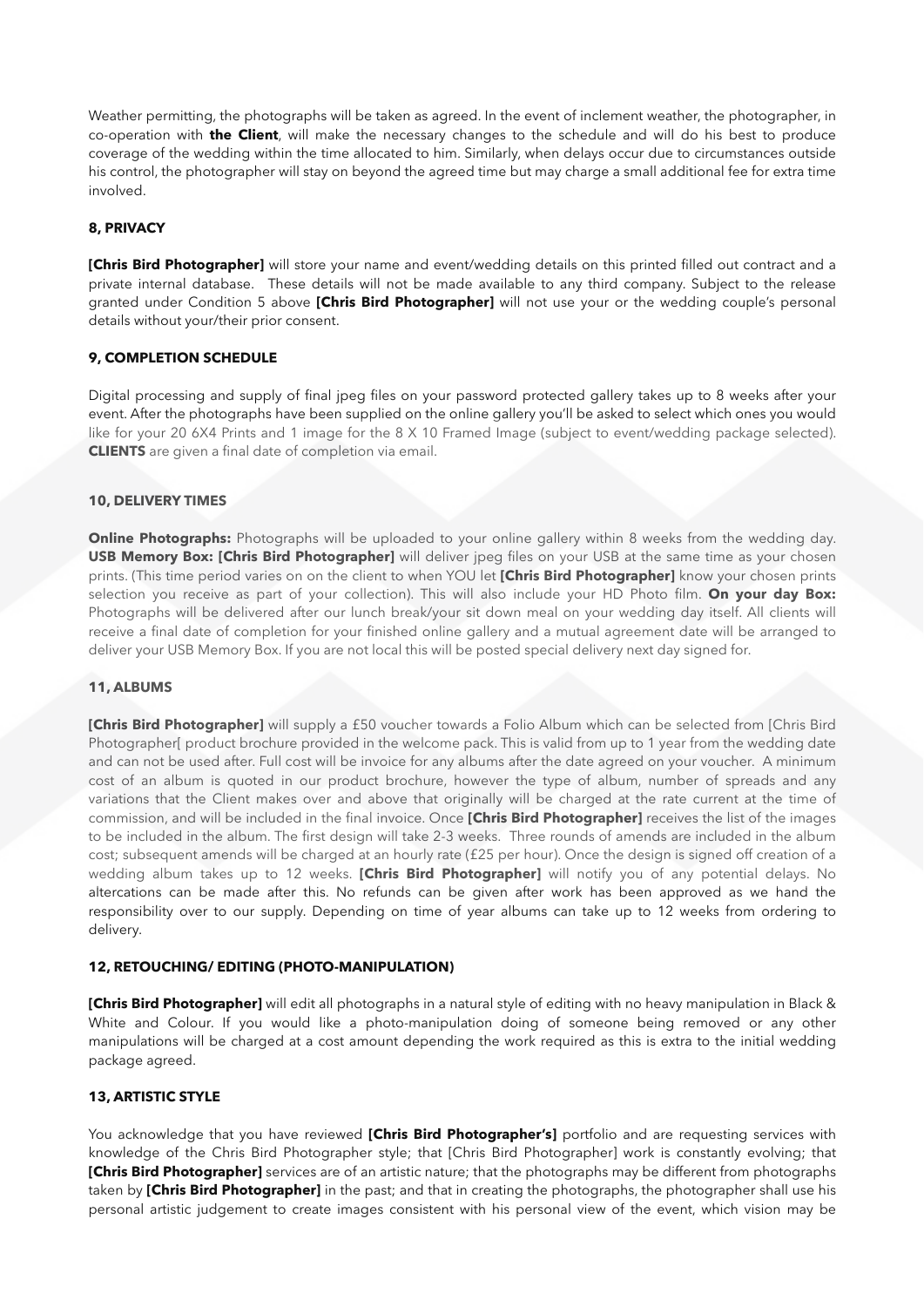Weather permitting, the photographs will be taken as agreed. In the event of inclement weather, the photographer, in co-operation with **the Client**, will make the necessary changes to the schedule and will do his best to produce coverage of the wedding within the time allocated to him. Similarly, when delays occur due to circumstances outside his control, the photographer will stay on beyond the agreed time but may charge a small additional fee for extra time involved.

### 8, PRIVACY

**[Chris Bird Photographer]** will store your name and event/wedding details on this printed filled out contract and a private internal database. These details will not be made available to any third company. Subject to the release granted under Condition 5 above **[Chris Bird Photographer]** will not use your or the wedding couple's personal details without your/their prior consent.

### 9, COMPLETION SCHEDULE

Digital processing and supply of final jpeg files on your password protected gallery takes up to 8 weeks after your event. After the photographs have been supplied on the online gallery you'll be asked to select which ones you would like for your 20 6X4 Prints and 1 image for the 8 X 10 Framed Image (subject to event/wedding package selected). **CLIENTS** are given a final date of completion via email.

### 10, DELIVERY TIMES

**Online Photographs:** Photographs will be uploaded to your online gallery within 8 weeks from the wedding day. **USB Memory Box: [Chris Bird Photographer]** will deliver jpeg files on your USB at the same time as your chosen prints. (This time period varies on on the client to when YOU let **[Chris Bird Photographer]** know your chosen prints selection you receive as part of your collection). This will also include your HD Photo film. **On your day Box:** Photographs will be delivered after our lunch break/your sit down meal on your wedding day itself. All clients will receive a final date of completion for your finished online gallery and a mutual agreement date will be arranged to deliver your USB Memory Box. If you are not local this will be posted special delivery next day signed for.

### 11, ALBUMS

**[Chris Bird Photographer]** will supply a £50 voucher towards a Folio Album which can be selected from [Chris Bird Photographer[ product brochure provided in the welcome pack. This is valid from up to 1 year from the wedding date and can not be used after. Full cost will be invoice for any albums after the date agreed on your voucher. A minimum cost of an album is quoted in our product brochure, however the type of album, number of spreads and any variations that the Client makes over and above that originally will be charged at the rate current at the time of commission, and will be included in the final invoice. Once **[Chris Bird Photographer]** receives the list of the images to be included in the album. The first design will take 2-3 weeks. Three rounds of amends are included in the album cost; subsequent amends will be charged at an hourly rate (£25 per hour). Once the design is signed off creation of a wedding album takes up to 12 weeks. **[Chris Bird Photographer]** will notify you of any potential delays. No altercations can be made after this. No refunds can be given after work has been approved as we hand the responsibility over to our supply. Depending on time of year albums can take up to 12 weeks from ordering to delivery.

### 12, RETOUCHING/ EDITING (PHOTO-MANIPULATION)

**[Chris Bird Photographer]** will edit all photographs in a natural style of editing with no heavy manipulation in Black & White and Colour. If you would like a photo-manipulation doing of someone being removed or any other manipulations will be charged at a cost amount depending the work required as this is extra to the initial wedding package agreed.

### 13, ARTISTIC STYLE

You acknowledge that you have reviewed **[Chris Bird Photographer's]** portfolio and are requesting services with knowledge of the Chris Bird Photographer style; that [Chris Bird Photographer] work is constantly evolving; that **[Chris Bird Photographer]** services are of an artistic nature; that the photographs may be different from photographs taken by **[Chris Bird Photographer]** in the past; and that in creating the photographs, the photographer shall use his personal artistic judgement to create images consistent with his personal view of the event, which vision may be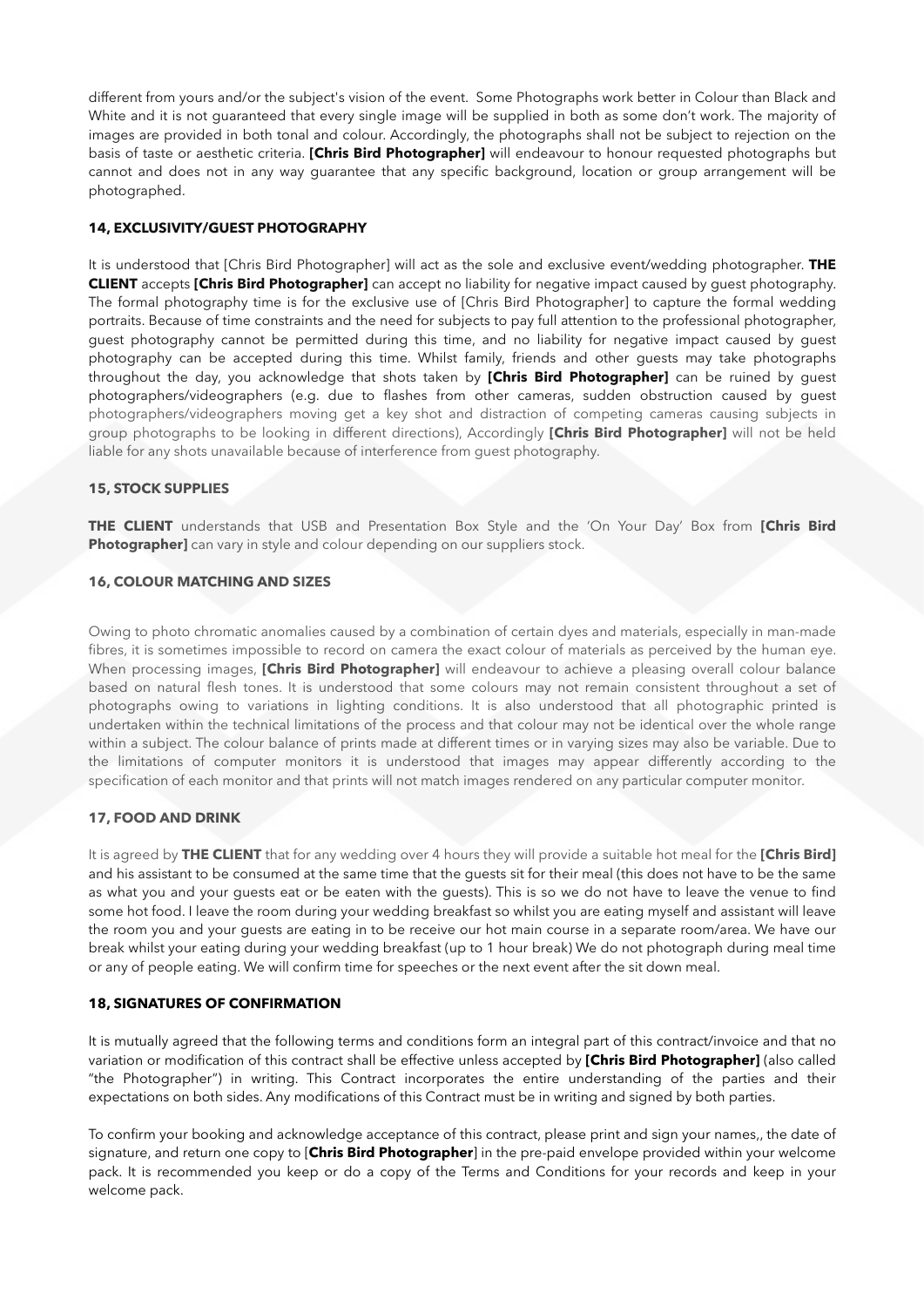different from yours and/or the subject's vision of the event.  Some Photographs work better in Colour than Black and White and it is not guaranteed that every single image will be supplied in both as some don't work. The majority of images are provided in both tonal and colour. Accordingly, the photographs shall not be subject to rejection on the basis of taste or aesthetic criteria. **[Chris Bird Photographer]** will endeavour to honour requested photographs but cannot and does not in any way guarantee that any specific background, location or group arrangement will be photographed.

#### 14, EXCLUSIVITY/GUEST PHOTOGRAPHY

It is understood that [Chris Bird Photographer] will act as the sole and exclusive event/wedding photographer. **THE CLIENT** accepts **[Chris Bird Photographer]** can accept no liability for negative impact caused by guest photography. The formal photography time is for the exclusive use of [Chris Bird Photographer] to capture the formal wedding portraits. Because of time constraints and the need for subjects to pay full attention to the professional photographer, guest photography cannot be permitted during this time, and no liability for negative impact caused by guest photography can be accepted during this time. Whilst family, friends and other guests may take photographs throughout the day, you acknowledge that shots taken by **[Chris Bird Photographer]** can be ruined by guest photographers/videographers (e.g. due to flashes from other cameras, sudden obstruction caused by guest photographers/videographers moving get a key shot and distraction of competing cameras causing subjects in group photographs to be looking in different directions), Accordingly **[Chris Bird Photographer]** will not be held liable for any shots unavailable because of interference from guest photography.

#### 15, STOCK SUPPLIES

**THE CLIENT** understands that USB and Presentation Box Style and the 'On Your Day' Box from **[Chris Bird Photographer]** can vary in style and colour depending on our suppliers stock.

#### 16, COLOUR MATCHING AND SIZES

Owing to photo chromatic anomalies caused by a combination of certain dyes and materials, especially in man-made fibres, it is sometimes impossible to record on camera the exact colour of materials as perceived by the human eye. When processing images, **[Chris Bird Photographer]** will endeavour to achieve a pleasing overall colour balance based on natural flesh tones. It is understood that some colours may not remain consistent throughout a set of photographs owing to variations in lighting conditions. It is also understood that all photographic printed is undertaken within the technical limitations of the process and that colour may not be identical over the whole range within a subject. The colour balance of prints made at different times or in varying sizes may also be variable. Due to the limitations of computer monitors it is understood that images may appear differently according to the specification of each monitor and that prints will not match images rendered on any particular computer monitor.

#### 17, FOOD AND DRINK

It is agreed by **THE CLIENT** that for any wedding over 4 hours they will provide a suitable hot meal for the **[Chris Bird]** and his assistant to be consumed at the same time that the guests sit for their meal (this does not have to be the same as what you and your guests eat or be eaten with the guests). This is so we do not have to leave the venue to find some hot food. I leave the room during your wedding breakfast so whilst you are eating myself and assistant will leave the room you and your guests are eating in to be receive our hot main course in a separate room/area. We have our break whilst your eating during your wedding breakfast (up to 1 hour break) We do not photograph during meal time or any of people eating. We will confirm time for speeches or the next event after the sit down meal.

#### 18, SIGNATURES OF CONFIRMATION

It is mutually agreed that the following terms and conditions form an integral part of this contract/invoice and that no variation or modification of this contract shall be effective unless accepted by **[Chris Bird Photographer]** (also called "the Photographer") in writing. This Contract incorporates the entire understanding of the parties and their expectations on both sides. Any modifications of this Contract must be in writing and signed by both parties.

To confirm your booking and acknowledge acceptance of this contract, please print and sign your names,, the date of signature, and return one copy to [**Chris Bird Photographer**] in the pre-paid envelope provided within your welcome pack. It is recommended you keep or do a copy of the Terms and Conditions for your records and keep in your welcome pack.